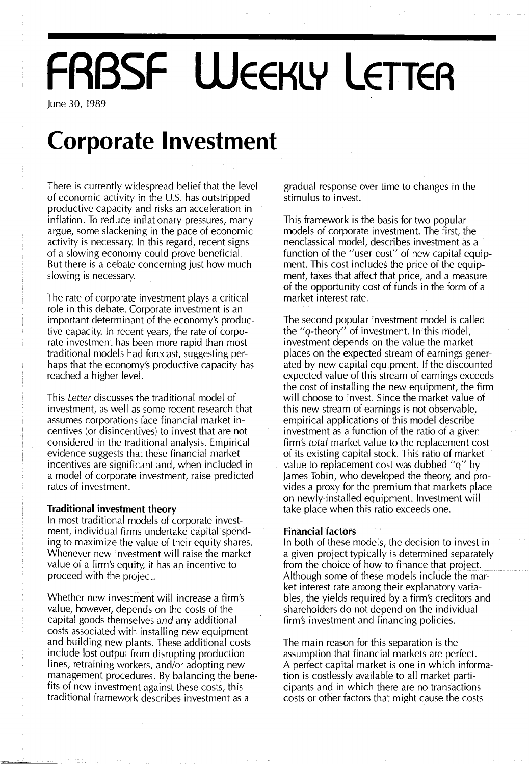# FRBSF Weekly Letter

June 30, 1989

## Corporate Investment

There is currently widespread belief that the level of economic activity in the U.S. has outstripped productive capacity and risks an acceleration in inflation. To reduce inflationary pressures, many argue, some slackening in the pace of economic activity is necessary. In this regard, recent signs of a slowing economy could prove beneficial. But there is a debate concerning just how much slowing is necessary.

The rate of corporate investment plays a critical role in this debate. Corporate investment is an important determinant of the economy's productive capacity. In recent years, the rate of corporate investment has been more rapid than most traditional models had forecast, suggesting perhaps that the economy's productive capacity has reached a higher level.

This *Letter* discusses the traditional model of investment, as well as some recent research that assumes corporations face financial market incentives (or disincentives) to invest that are not considered in the traditional analysis. Empirical evidence suggests that these financial market incentives are significant and, when included in a model of corporate investment, raise predicted rates of investment.

### Traditional investment theory

In most traditional models of corporate investment, individual firms undertake capital spending to maximize the value of their equity shares. Whenever new investment will raise the market value of a firm's equity, it has an incentive to proceed with the project.

Whether new investment will increase a firm's value, however, depends on the costs of the capital goods themselves *and* any additional costs associated with installing new equipment and building new plants. These additional costs include lost output from disrupting production lines, retraining workers, and/or adopting new management procedures. By balancing the benefits of new investment against these costs, this traditional framework describes investment as a gradual response over time to changes in the stimulus to invest.

This framework is the basis for two popular models of corporate investment. The first, the neoclassical model, describes investment as a function of the "user cost" of new capital equipment. This cost includes the price of the equipment, taxes that affect that price, and a measure of the opportunity cost of funds in the form of a market interest rate.

The second popular investment model is called the "*q*-theory" of investment. In this model, investment depends on the value the market places on the expected stream of earnings generated by new capital equipment. If the discounted expected value of this stream of earnings exceeds the cost of installing the new equipment, the firm will choose to invest. Since the market value of this new stream of earnings is not observable, empirical applications of this model describe investment as a function of the ratio of a given firm's *total* market value to the replacement cost of its existing capital stock. This ratio of market value to replacement cost was dubbed "q" by James Tobin, who developed the theory, and provides a proxy for the premium that markets place on newly-installed equipment. Investment will take place when this ratio exceeds one.

### Financial factors

In both of these models, the decision to invest in a given project typically is determined separately from the choice of how to finance that project. Although some of these models include the market interest rate among their explanatory variables, the yields required by a firm's creditors and shareholders do not depend on the individual firm's investment and financing policies.

The main reason for this separation is the assumption that financial markets are perfect. A perfect capital market is one in which information is costlessly available to all market participants and in which there are no transactions costs or other factors that might cause the costs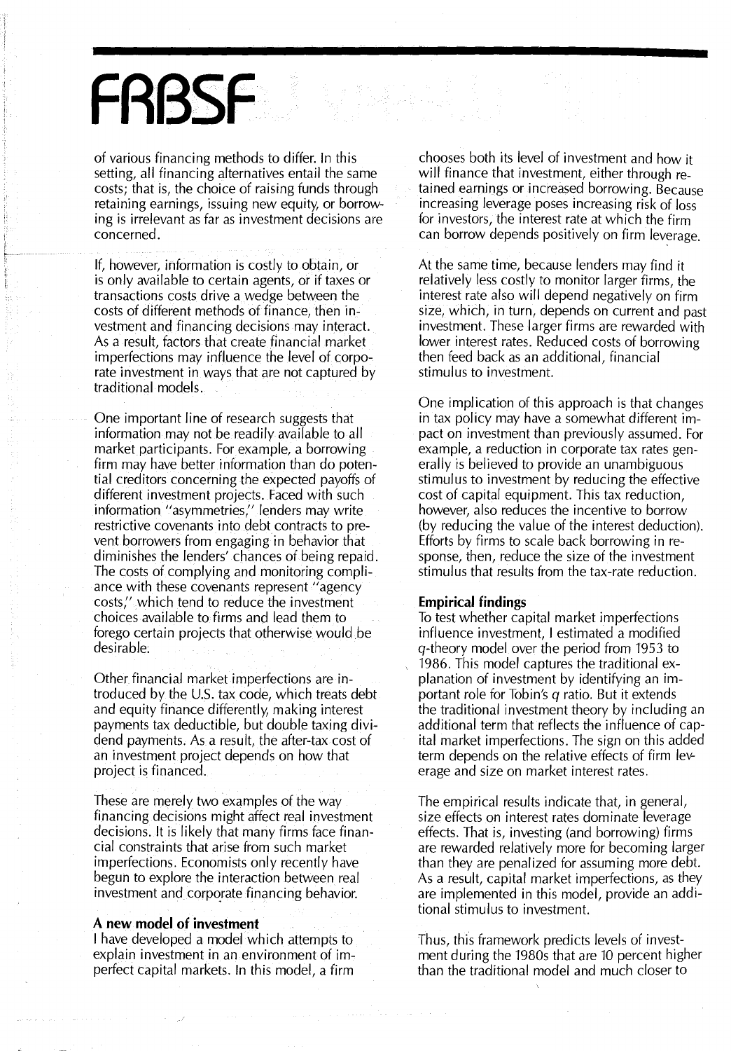of various financing methods to differ. In this setting, all financing alternatives entail the same costs; that is, the choice of raising funds through retaining earnings, issuing new equity, or borrowing is irrelevant as far as investment decisions are concerned.

If, however, information is costly to obtain, or is only available to certain agents, or if taxes or transactions costs drive a wedge between the costs of different methods of finance, then investment and financing decisions may interact. As a result, factors that create financial market imperfections may influence the level of corporate investment in ways that are not captured by traditional models.

One important line of research suggests that information may not be readily available to all market participants. For example, a borrowing firm may have better information than do potential creditors concerning the expected payoffs of different investment projects. Faced with such information "asymmetries," lenders may write restrictive covenants into debt contracts to prevent borrowers from engaging in behavior that diminishes the lenders' chances of being repaid. The costs of complying and monitoring compliance with these covenants represent "agency costs," which tend to reduce the investment choices available to firms and lead them to forego certain projects that otherwise would be desirable.

Other financial market imperfections are introduced by the U.S. tax code, which treats debt and equity finance differently, making interest payments tax deductible, but double taxing dividend payments. As a result, the after-tax cost of an investment project depends on how that project is financed.

These are merely two examples of the way financing decisions might affect real investment decisions. It is likely that many firms face financial constraints that arise from such market imperfections. Economists only recently have begun to explore the interaction between real investment and corporate financing behavior.

**A new model of investment**

I have developed a model which attempts to explain investment in an environment of imperfect capital markets. In this model, a firm chooses both its level of investment and how it will finance that investment, either through retained earnings or increased borrowing. Because increasing leverage poses increasing risk of loss for investors, the interest rate at which the firm can borrow depends positively on firm leverage.

At the same time, because lenders may find it relatively less costly to monitor larger firms, the interest rate also will depend negatively on firm size, which, in turn, depends on current and past investment. These larger firms are rewarded with lower interest rates. Reduced costs of borrowing then feed back as an additional, financial stimulus to investment.

One implication of this approach is that changes in tax policy may have a somewhat different impact on investment than previously assumed. For example, a reduction in corporate tax rates generally is believed to provide an unambiguous stimulus to investment by reducing the effective cost of capital equipment. This tax reduction, however, also reduces the incentive to borrow (by reducing the value of the interest deduction). Efforts by firms to scale back borrowing in response, then, reduce the size of the investment stimulus that results from the tax-rate reduction.

**Empirical findings**

To test whether capital market imperfections influence investment, I estimated a modified $q$-theory model over the period from 1953 to 1986. This model captures the traditional explanation of investment by identifying an important role for Tobin's $q$ ratio. But it extends the traditional investment theory by including an additional term that reflects the influence of capital market imperfections. The sign on this added term depends on the relative effects of firm leverage and size on market interest rates.

The empirical results indicate that, in general, size effects on interest rates dominate leverage effects. That is, investing (and borrowing) firms are rewarded relatively more for becoming larger than they are penalized for assuming more debt. As a result, capital market imperfections, as they are implemented in this model, provide an additional stimulus to investment.

Thus, this framework predicts levels of investment during the 1980s that are 10 percent higher than the traditional model and much closer to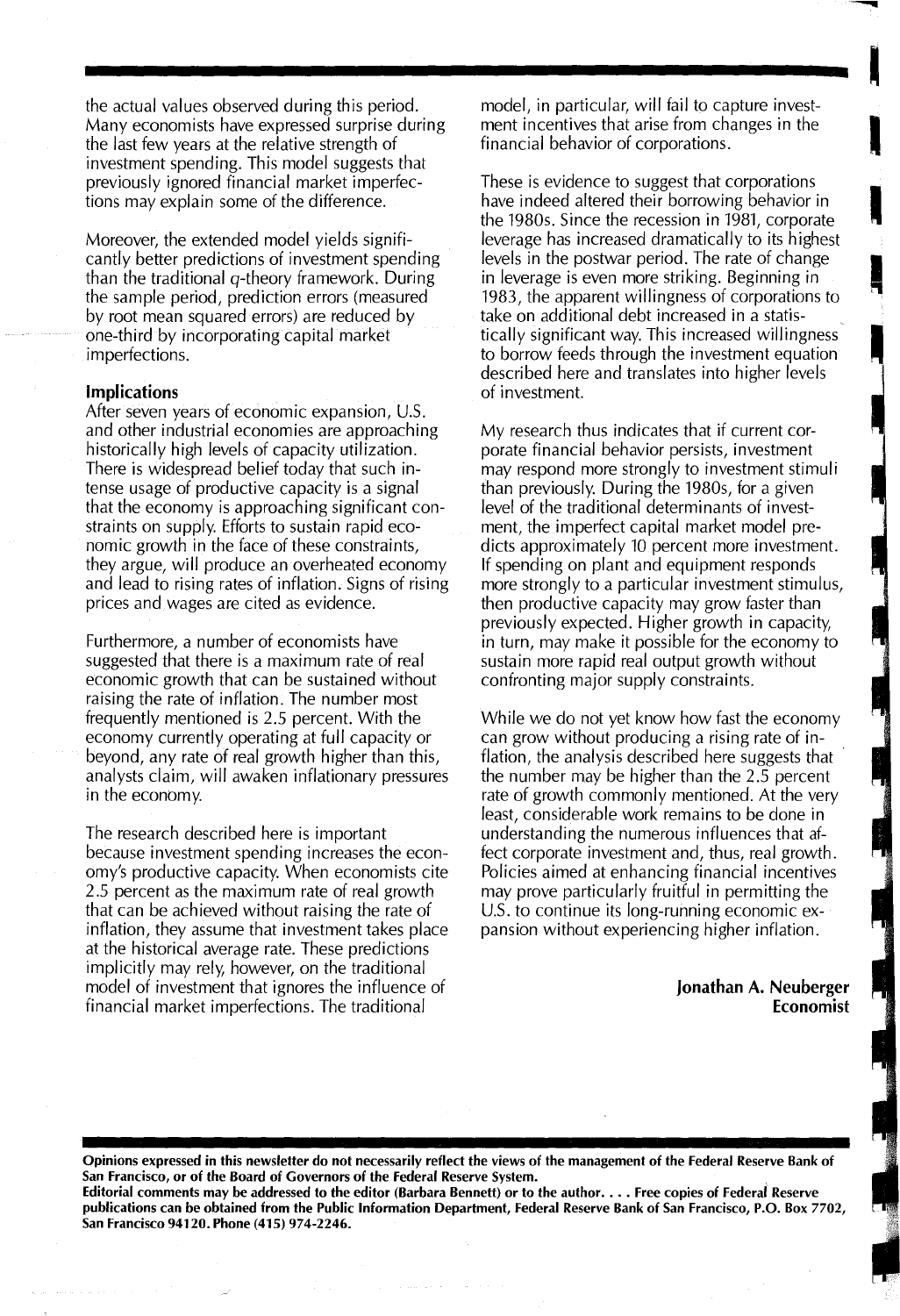the actual values observed during this period. Many economists have expressed surprise during the last few years at the relative strength of investment spending. This model suggests that previously ignored financial market imperfections may explain some of the difference.

Moreover, the extended model yields significantly better predictions of investment spending than the traditional $q$-theory framework. During the sample period, prediction errors (measured by root mean squared errors) are reduced by one-third by incorporating capital market imperfections.

### Implications

After seven years of economic expansion, U.S. and other industrial economies are approaching historically high levels of capacity utilization. There is widespread belief today that such intense usage of productive capacity is a signal that the economy is approaching significant constraints on supply. Efforts to sustain rapid economic growth in the face of these constraints, they argue, will produce an overheated economy and lead to rising rates of inflation. Signs of rising prices and wages are cited as evidence.

Furthermore, a number of economists have suggested that there is a maximum rate of real economic growth that can be sustained without raising the rate of inflation. The number most frequently mentioned is 2.5 percent. With the economy currently operating at full capacity or beyond, any rate of real growth higher than this, analysts claim, will awaken inflationary pressures in the economy.

The research described here is important because investment spending increases the economy's productive capacity. When economists cite 2.5 percent as the maximum rate of real growth that can be achieved without raising the rate of inflation, they assume that investment takes place at the historical average rate. These predictions implicitly may rely, however, on the traditional model of investment that ignores the influence of financial market imperfections. The traditional model, in particular, will fail to capture investment incentives that arise from changes in the financial behavior of corporations.

These is evidence to suggest that corporations have indeed altered their borrowing behavior in the 1980s. Since the recession in 1981, corporate leverage has increased dramatically to its highest levels in the postwar period. The rate of change in leverage is even more striking. Beginning in 1983, the apparent willingness of corporations to take on additional debt increased in a statistically significant way. This increased willingness to borrow feeds through the investment equation described here and translates into higher levels of investment.

My research thus indicates that if current corporate financial behavior persists, investment may respond more strongly to investment stimuli than previously. During the 1980s, for a given level of the traditional determinants of investment, the imperfect capital market model predicts approximately 10 percent more investment. If spending on plant and equipment responds more strongly to a particular investment stimulus, then productive capacity may grow faster than previously expected. Higher growth in capacity, in turn, may make it possible for the economy to sustain more rapid real output growth without confronting major supply constraints.

While we do not yet know how fast the economy can grow without producing a rising rate of inflation, the analysis described here suggests that the number may be higher than the 2.5 percent rate of growth commonly mentioned. At the very least, considerable work remains to be done in understanding the numerous influences that affect corporate investment and, thus, real growth. Policies aimed at enhancing financial incentives may prove particularly fruitful in permitting the U.S. to continue its long-running economic expansion without experiencing higher inflation.

**Jonathan A. Neuberger**
**Economist**

**Opinions expressed in this newsletter do not necessarily reflect the views of the management of the Federal Reserve Bank of San Francisco, or of the Board of Governors of the Federal Reserve System.**

**Editorial comments may be addressed to the editor (Barbara Bennett) or to the author. . . . Free copies of Federal Reserve publications can be obtained from the Public Information Department, Federal Reserve Bank of San Francisco, P.O. Box 7702, San Francisco 94120. Phone (415) 974-2246.**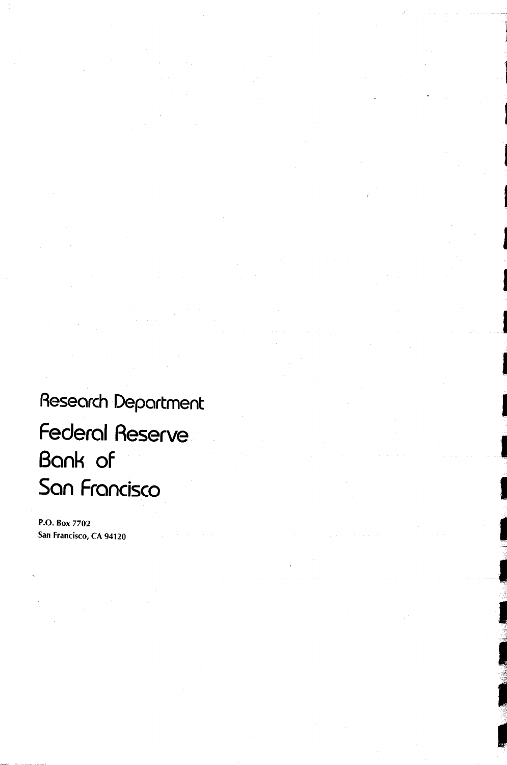Research Department

# Federal Reserve Bank of San Francisco

P.O. Box 7702
San Francisco, CA 94120